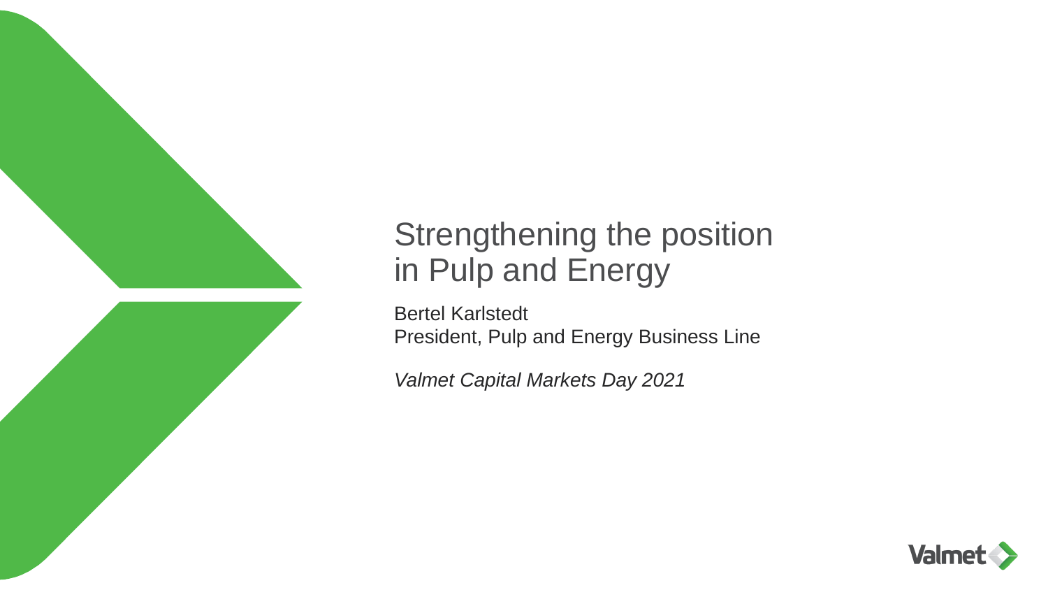# Strengthening the position in Pulp and Energy

Bertel Karlstedt
President, Pulp and Energy Business Line

*Valmet Capital Markets Day 2021*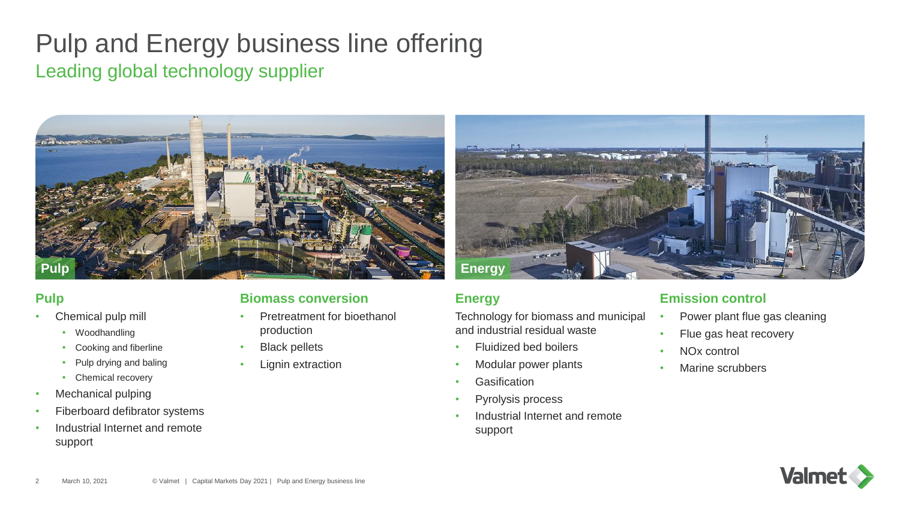# Pulp and Energy business line offering

## Leading global technology supplier

Pulp

Energy

### Pulp

- Chemical pulp mill
  - Woodhandling
  - Cooking and fiberline
  - Pulp drying and baling
  - Chemical recovery
- Mechanical pulping
- Fiberboard defibrator systems
- Industrial Internet and remote support

### Biomass conversion

- Pretreatment for bioethanol production
- Black pellets
- Lignin extraction

### Energy

Technology for biomass and municipal and industrial residual waste

- Fluidized bed boilers
- Modular power plants
- Gasification
- Pyrolysis process
- Industrial Internet and remote support

### Emission control

- Power plant flue gas cleaning
- Flue gas heat recovery
- NOx control
- Marine scrubbers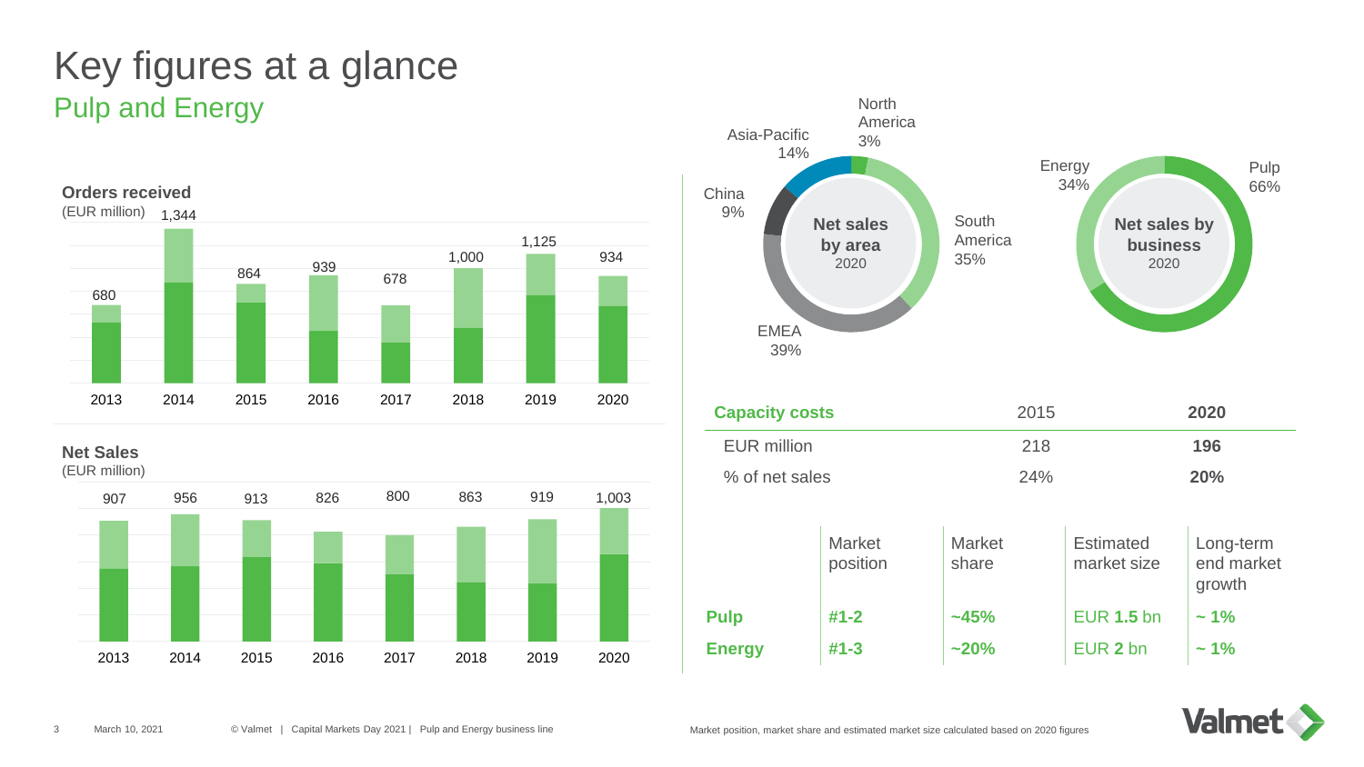# Key figures at a glance

## Pulp and Energy

**Orders received**
(EUR million)

680
1,344
864
939
678
1,000
1,125
934

2013 2014 2015 2016 2017 2018 2019 2020

**Net Sales**
(EUR million)

907
956
913
826
800
863
919
1,003

2013 2014 2015 2016 2017 2018 2019 2020

**Net sales by area** 2020

North America 3%
South America 35%
EMEA 39%
China 9%
Asia-Pacific 14%

**Net sales by business** 2020

Pulp 66%
Energy 34%

| Capacity costs | 2015 | 2020 |
|---|---|---|
| EUR million | 218 | **196** |
| % of net sales | 24% | **20%** |

| | Market position | Market share | Estimated market size | Long-term end market growth |
|---|---|---|---|---|
| **Pulp** | **#1-2** | **~45%** | EUR **1.5** bn | **~ 1%** |
| **Energy** | **#1-3** | **~20%** | EUR **2** bn | **~ 1%** |

Market position, market share and estimated market size calculated based on 2020 figures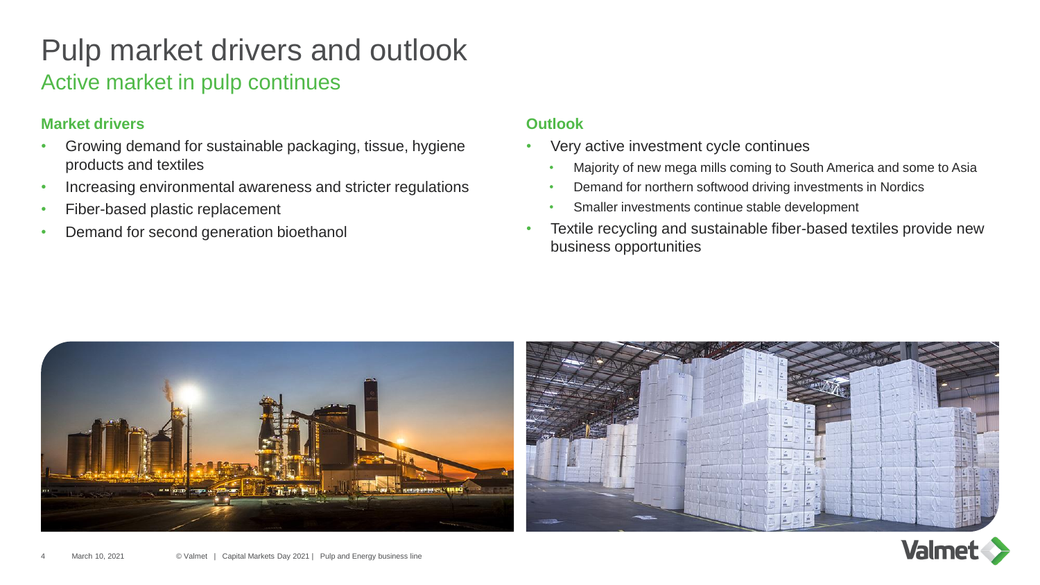# Pulp market drivers and outlook

## Active market in pulp continues

### Market drivers

- Growing demand for sustainable packaging, tissue, hygiene products and textiles
- Increasing environmental awareness and stricter regulations
- Fiber-based plastic replacement
- Demand for second generation bioethanol

### Outlook

- Very active investment cycle continues
  - Majority of new mega mills coming to South America and some to Asia
  - Demand for northern softwood driving investments in Nordics
  - Smaller investments continue stable development
- Textile recycling and sustainable fiber-based textiles provide new business opportunities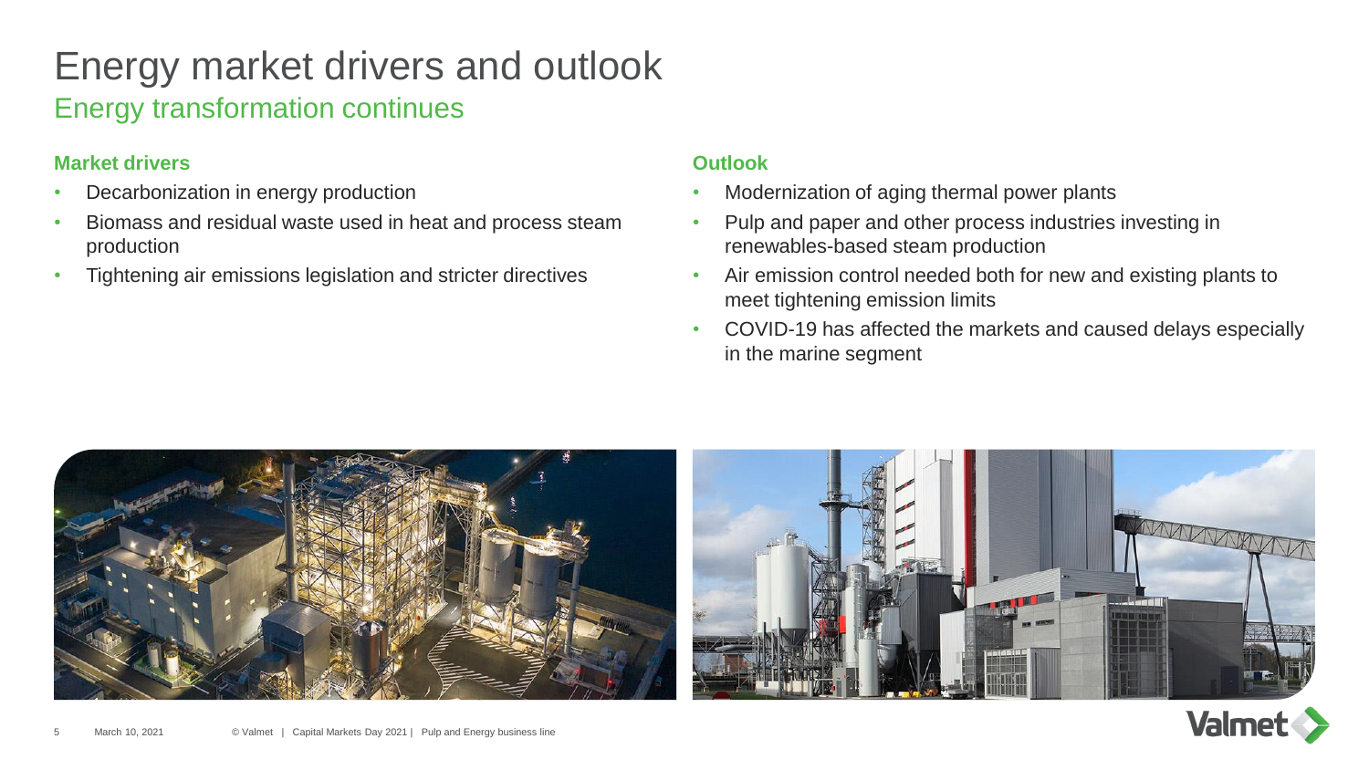# Energy market drivers and outlook

## Energy transformation continues

### Market drivers

- Decarbonization in energy production
- Biomass and residual waste used in heat and process steam production
- Tightening air emissions legislation and stricter directives

### Outlook

- Modernization of aging thermal power plants
- Pulp and paper and other process industries investing in renewables-based steam production
- Air emission control needed both for new and existing plants to meet tightening emission limits
- COVID-19 has affected the markets and caused delays especially in the marine segment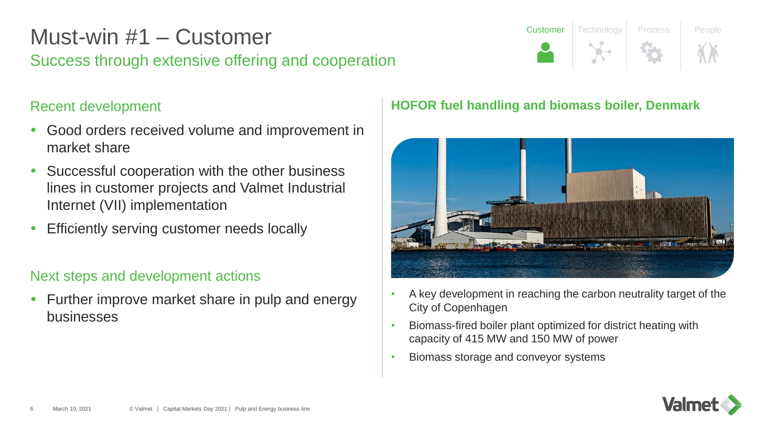# Must-win #1 – Customer

## Success through extensive offering and cooperation

Customer | Technology | Process | People

### Recent development

- Good orders received volume and improvement in market share
- Successful cooperation with the other business lines in customer projects and Valmet Industrial Internet (VII) implementation
- Efficiently serving customer needs locally

### Next steps and development actions

- Further improve market share in pulp and energy businesses

**HOFOR fuel handling and biomass boiler, Denmark**

- A key development in reaching the carbon neutrality target of the City of Copenhagen
- Biomass-fired boiler plant optimized for district heating with capacity of 415 MW and 150 MW of power
- Biomass storage and conveyor systems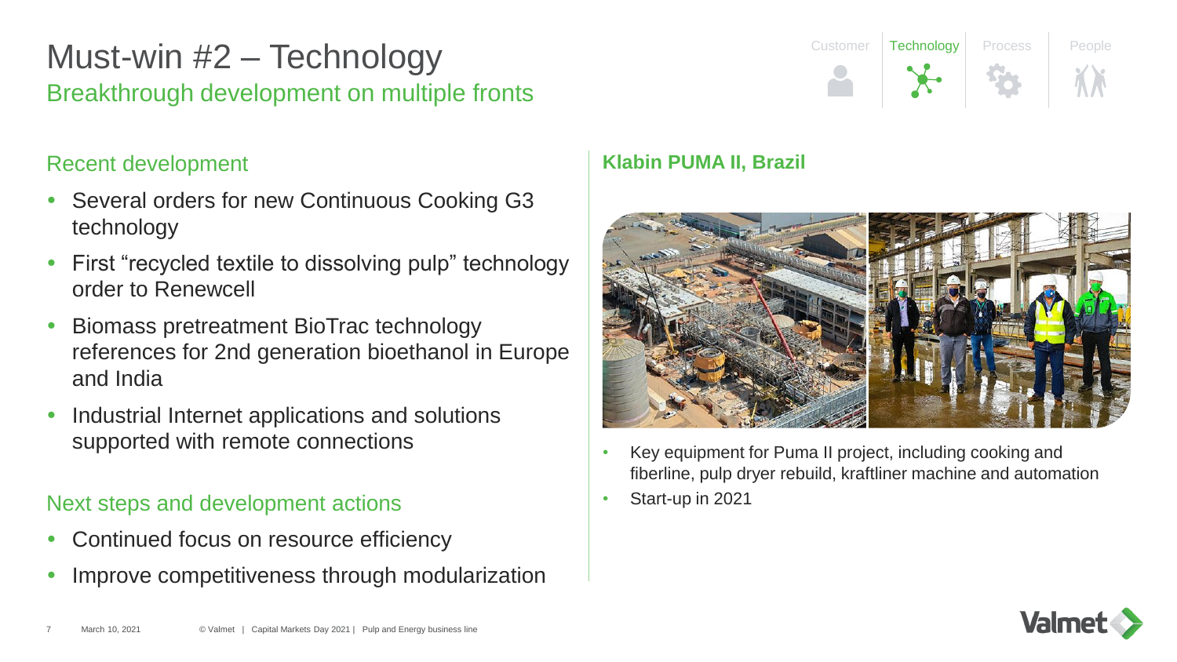# Must-win #2 – Technology

## Breakthrough development on multiple fronts

Customer | **Technology** | Process | People

### Recent development

- Several orders for new Continuous Cooking G3 technology
- First "recycled textile to dissolving pulp" technology order to Renewcell
- Biomass pretreatment BioTrac technology references for 2nd generation bioethanol in Europe and India
- Industrial Internet applications and solutions supported with remote connections

### Next steps and development actions

- Continued focus on resource efficiency
- Improve competitiveness through modularization

### Klabin PUMA II, Brazil

- Key equipment for Puma II project, including cooking and fiberline, pulp dryer rebuild, kraftliner machine and automation
- Start-up in 2021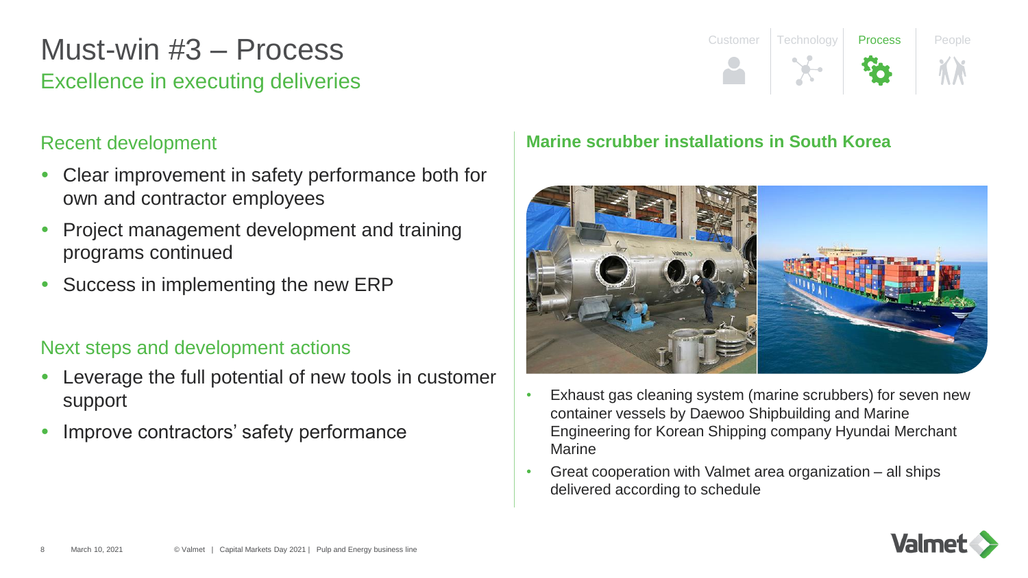# Must-win #3 – Process

## Excellence in executing deliveries

Customer | Technology | Process | People

### Recent development

- Clear improvement in safety performance both for own and contractor employees
- Project management development and training programs continued
- Success in implementing the new ERP

### Next steps and development actions

- Leverage the full potential of new tools in customer support
- Improve contractors' safety performance

### Marine scrubber installations in South Korea

- Exhaust gas cleaning system (marine scrubbers) for seven new container vessels by Daewoo Shipbuilding and Marine Engineering for Korean Shipping company Hyundai Merchant Marine
- Great cooperation with Valmet area organization – all ships delivered according to schedule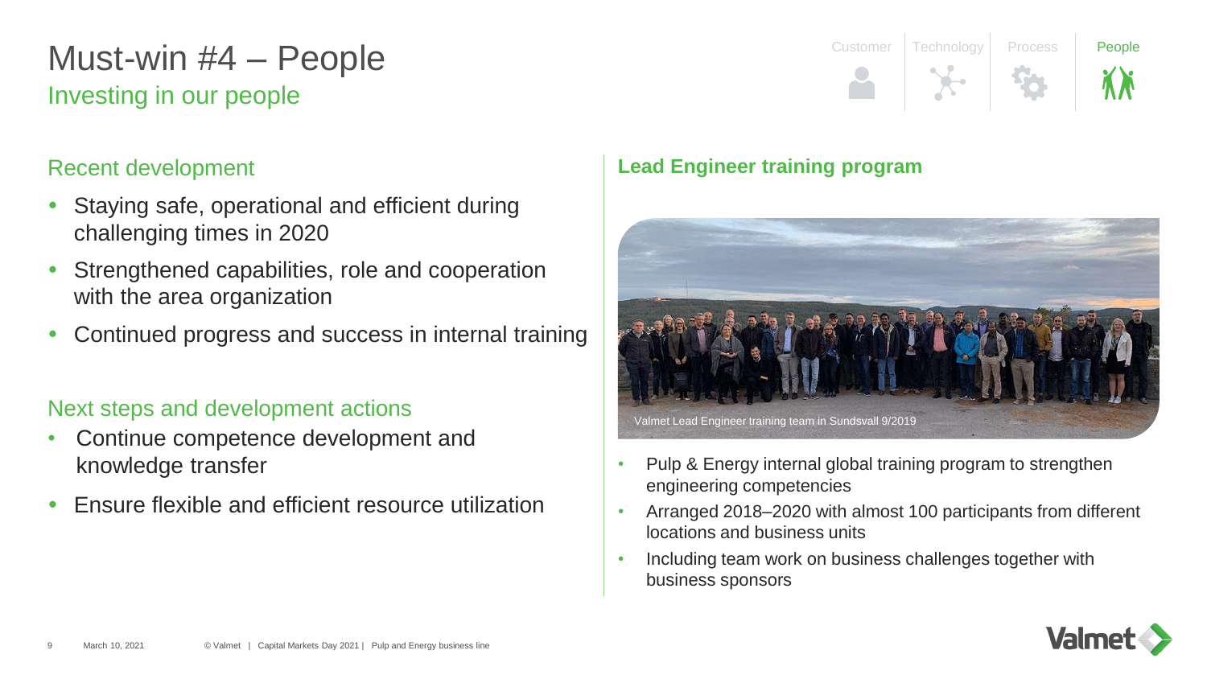# Must-win #4 – People

## Investing in our people

Customer | Technology | Process | People

### Recent development

- Staying safe, operational and efficient during challenging times in 2020
- Strengthened capabilities, role and cooperation with the area organization
- Continued progress and success in internal training

### Next steps and development actions

- Continue competence development and knowledge transfer
- Ensure flexible and efficient resource utilization

### Lead Engineer training program

Valmet Lead Engineer training team in Sundsvall 9/2019

- Pulp & Energy internal global training program to strengthen engineering competencies
- Arranged 2018–2020 with almost 100 participants from different locations and business units
- Including team work on business challenges together with business sponsors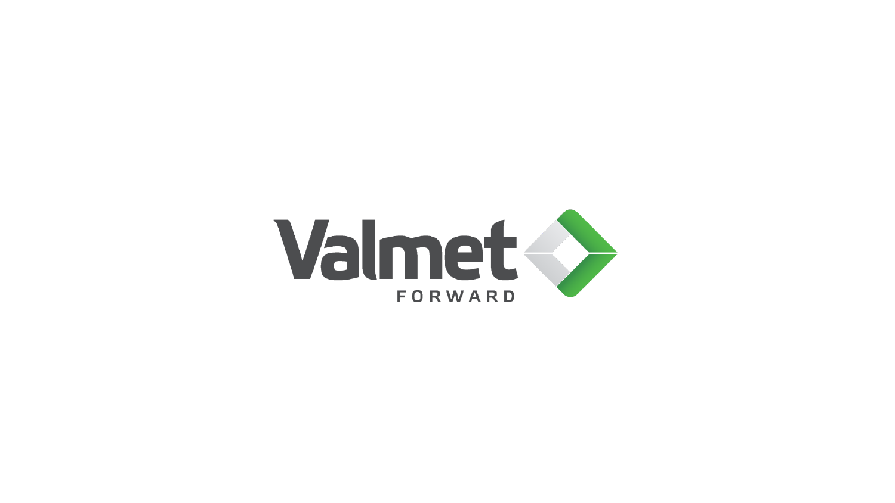Valmet

FORWARD